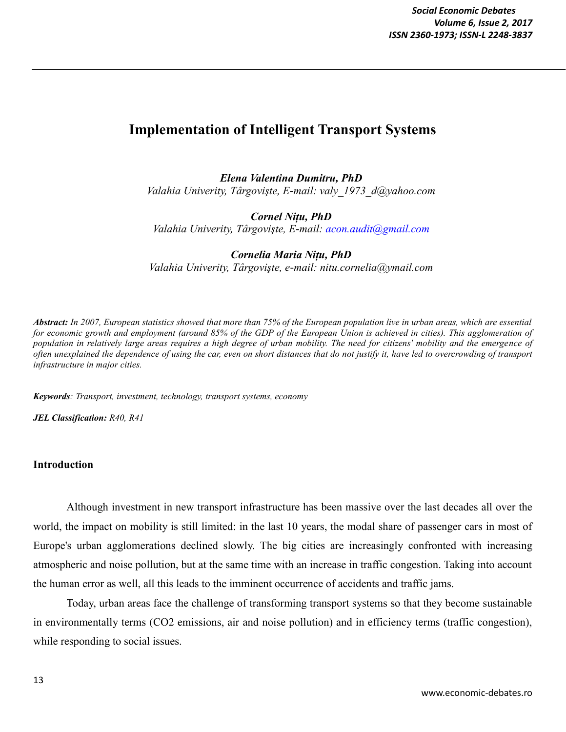# Implementation of Intelligent Transport Systems

***Elena Valentina Dumitru, PhD***
*Valahia Univerity, Târgovişte, E-mail: valy_1973_d@yahoo.com*

***Cornel Nițu, PhD***
*Valahia Univerity, Târgovişte, E-mail: acon.audit@gmail.com*

***Cornelia Maria Nițu, PhD***
*Valahia Univerity, Târgovişte, e-mail: nitu.cornelia@ymail.com*

***Abstract:*** *In 2007, European statistics showed that more than 75% of the European population live in urban areas, which are essential for economic growth and employment (around 85% of the GDP of the European Union is achieved in cities). This agglomeration of population in relatively large areas requires a high degree of urban mobility. The need for citizens' mobility and the emergence of often unexplained the dependence of using the car, even on short distances that do not justify it, have led to overcrowding of transport infrastructure in major cities.*

***Keywords****: Transport, investment, technology, transport systems, economy*

***JEL Classification:*** *R40, R41*

## Introduction

Although investment in new transport infrastructure has been massive over the last decades all over the world, the impact on mobility is still limited: in the last 10 years, the modal share of passenger cars in most of Europe's urban agglomerations declined slowly. The big cities are increasingly confronted with increasing atmospheric and noise pollution, but at the same time with an increase in traffic congestion. Taking into account the human error as well, all this leads to the imminent occurrence of accidents and traffic jams.

Today, urban areas face the challenge of transforming transport systems so that they become sustainable in environmentally terms (CO2 emissions, air and noise pollution) and in efficiency terms (traffic congestion), while responding to social issues.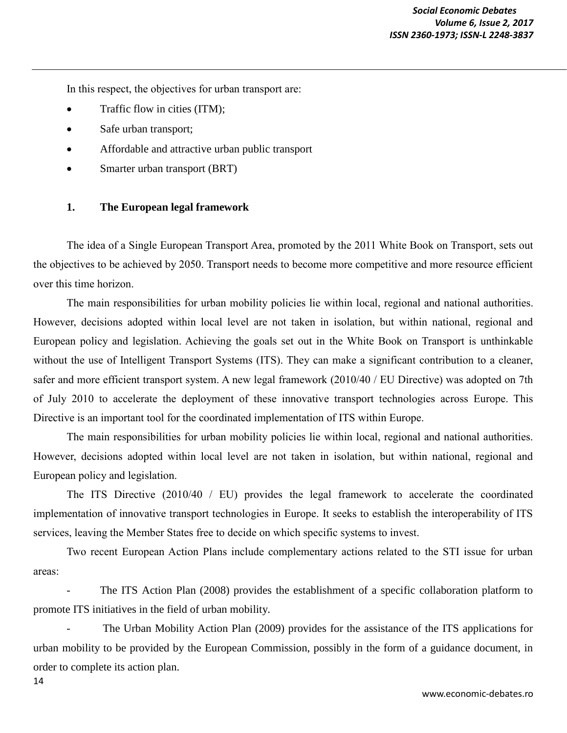In this respect, the objectives for urban transport are:

- Traffic flow in cities (ITM);
- Safe urban transport;
- Affordable and attractive urban public transport
- Smarter urban transport (BRT)

## 1. The European legal framework

The idea of a Single European Transport Area, promoted by the 2011 White Book on Transport, sets out the objectives to be achieved by 2050. Transport needs to become more competitive and more resource efficient over this time horizon.

The main responsibilities for urban mobility policies lie within local, regional and national authorities. However, decisions adopted within local level are not taken in isolation, but within national, regional and European policy and legislation. Achieving the goals set out in the White Book on Transport is unthinkable without the use of Intelligent Transport Systems (ITS). They can make a significant contribution to a cleaner, safer and more efficient transport system. A new legal framework (2010/40 / EU Directive) was adopted on 7th of July 2010 to accelerate the deployment of these innovative transport technologies across Europe. This Directive is an important tool for the coordinated implementation of ITS within Europe.

The main responsibilities for urban mobility policies lie within local, regional and national authorities. However, decisions adopted within local level are not taken in isolation, but within national, regional and European policy and legislation.

The ITS Directive (2010/40 / EU) provides the legal framework to accelerate the coordinated implementation of innovative transport technologies in Europe. It seeks to establish the interoperability of ITS services, leaving the Member States free to decide on which specific systems to invest.

Two recent European Action Plans include complementary actions related to the STI issue for urban areas:

- The ITS Action Plan (2008) provides the establishment of a specific collaboration platform to promote ITS initiatives in the field of urban mobility.
- The Urban Mobility Action Plan (2009) provides for the assistance of the ITS applications for urban mobility to be provided by the European Commission, possibly in the form of a guidance document, in order to complete its action plan.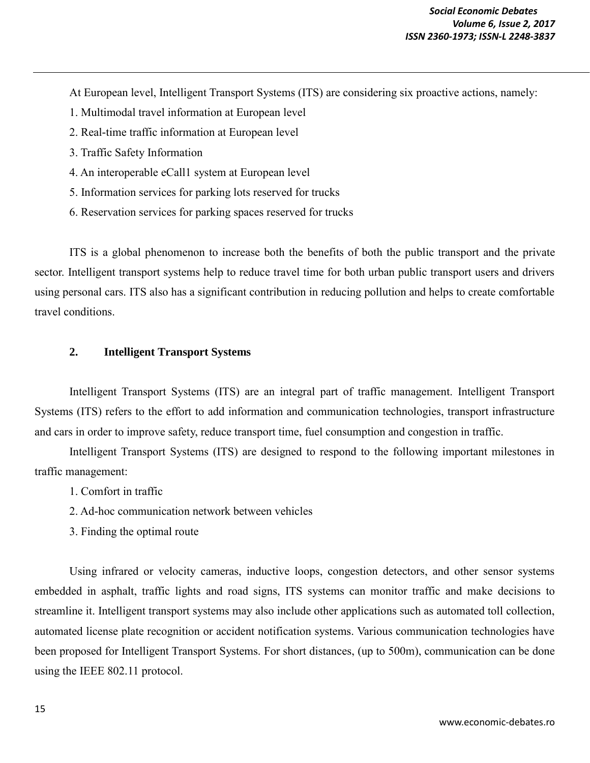At European level, Intelligent Transport Systems (ITS) are considering six proactive actions, namely:

1. Multimodal travel information at European level
2. Real-time traffic information at European level
3. Traffic Safety Information
4. An interoperable eCall1 system at European level
5. Information services for parking lots reserved for trucks
6. Reservation services for parking spaces reserved for trucks

ITS is a global phenomenon to increase both the benefits of both the public transport and the private sector. Intelligent transport systems help to reduce travel time for both urban public transport users and drivers using personal cars. ITS also has a significant contribution in reducing pollution and helps to create comfortable travel conditions.

## 2. Intelligent Transport Systems

Intelligent Transport Systems (ITS) are an integral part of traffic management. Intelligent Transport Systems (ITS) refers to the effort to add information and communication technologies, transport infrastructure and cars in order to improve safety, reduce transport time, fuel consumption and congestion in traffic.

Intelligent Transport Systems (ITS) are designed to respond to the following important milestones in traffic management:

1. Comfort in traffic
2. Ad-hoc communication network between vehicles
3. Finding the optimal route

Using infrared or velocity cameras, inductive loops, congestion detectors, and other sensor systems embedded in asphalt, traffic lights and road signs, ITS systems can monitor traffic and make decisions to streamline it. Intelligent transport systems may also include other applications such as automated toll collection, automated license plate recognition or accident notification systems. Various communication technologies have been proposed for Intelligent Transport Systems. For short distances, (up to 500m), communication can be done using the IEEE 802.11 protocol.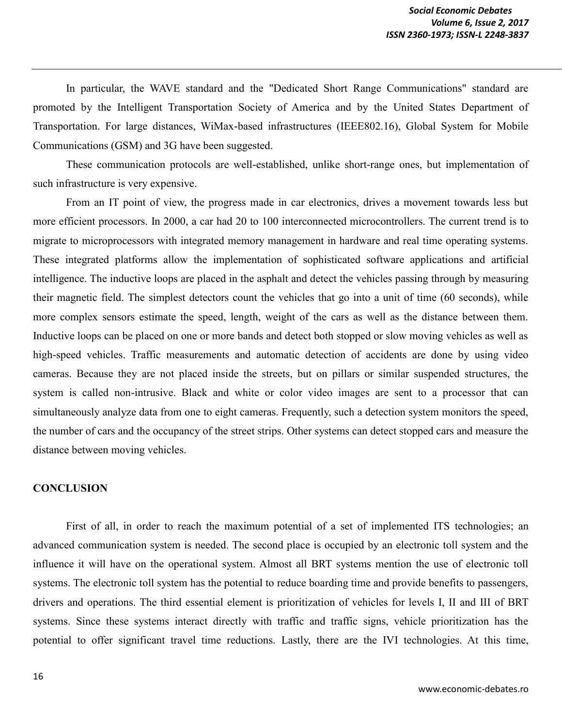In particular, the WAVE standard and the "Dedicated Short Range Communications" standard are promoted by the Intelligent Transportation Society of America and by the United States Department of Transportation. For large distances, WiMax-based infrastructures (IEEE802.16), Global System for Mobile Communications (GSM) and 3G have been suggested.

These communication protocols are well-established, unlike short-range ones, but implementation of such infrastructure is very expensive.

From an IT point of view, the progress made in car electronics, drives a movement towards less but more efficient processors. In 2000, a car had 20 to 100 interconnected microcontrollers. The current trend is to migrate to microprocessors with integrated memory management in hardware and real time operating systems. These integrated platforms allow the implementation of sophisticated software applications and artificial intelligence. The inductive loops are placed in the asphalt and detect the vehicles passing through by measuring their magnetic field. The simplest detectors count the vehicles that go into a unit of time (60 seconds), while more complex sensors estimate the speed, length, weight of the cars as well as the distance between them. Inductive loops can be placed on one or more bands and detect both stopped or slow moving vehicles as well as high-speed vehicles. Traffic measurements and automatic detection of accidents are done by using video cameras. Because they are not placed inside the streets, but on pillars or similar suspended structures, the system is called non-intrusive. Black and white or color video images are sent to a processor that can simultaneously analyze data from one to eight cameras. Frequently, such a detection system monitors the speed, the number of cars and the occupancy of the street strips. Other systems can detect stopped cars and measure the distance between moving vehicles.

## CONCLUSION

First of all, in order to reach the maximum potential of a set of implemented ITS technologies; an advanced communication system is needed. The second place is occupied by an electronic toll system and the influence it will have on the operational system. Almost all BRT systems mention the use of electronic toll systems. The electronic toll system has the potential to reduce boarding time and provide benefits to passengers, drivers and operations. The third essential element is prioritization of vehicles for levels I, II and III of BRT systems. Since these systems interact directly with traffic and traffic signs, vehicle prioritization has the potential to offer significant travel time reductions. Lastly, there are the IVI technologies. At this time,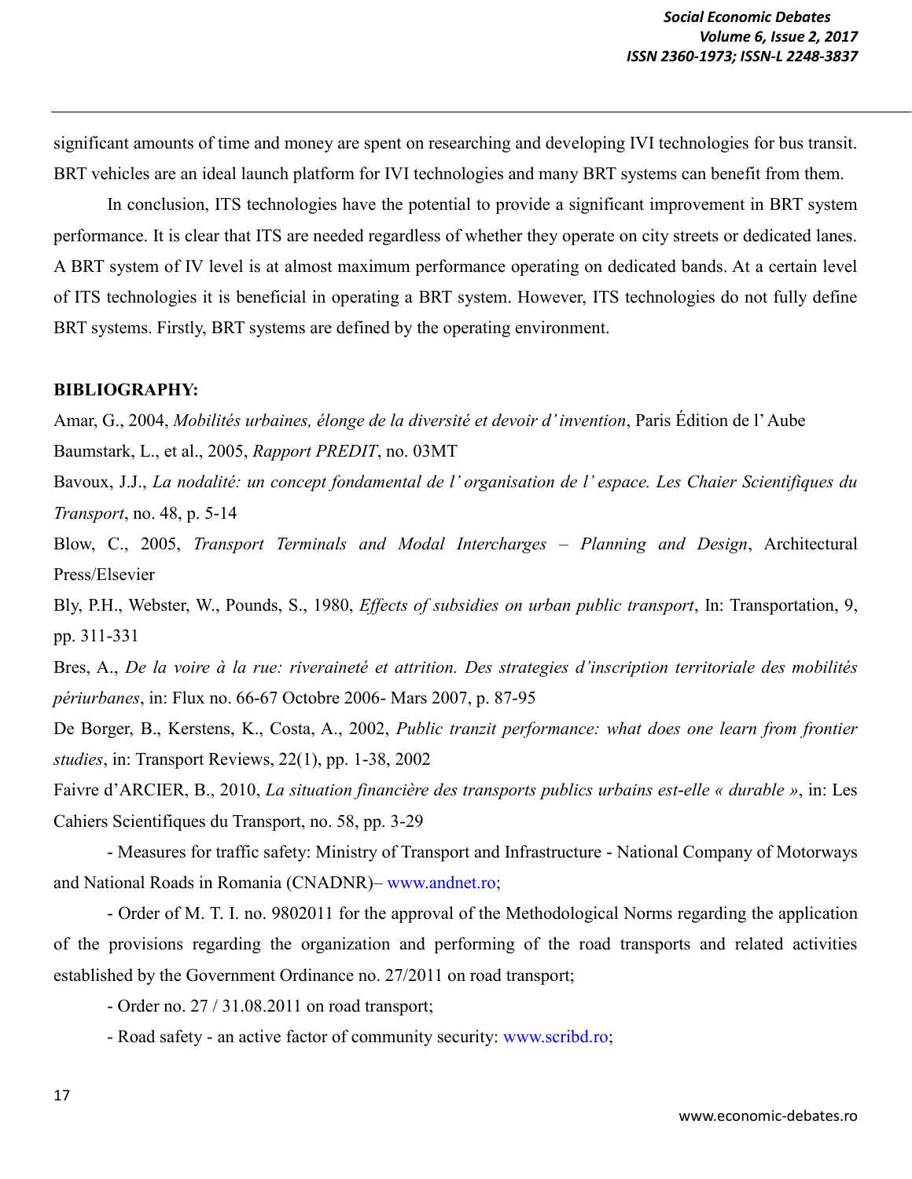significant amounts of time and money are spent on researching and developing IVI technologies for bus transit. BRT vehicles are an ideal launch platform for IVI technologies and many BRT systems can benefit from them.

In conclusion, ITS technologies have the potential to provide a significant improvement in BRT system performance. It is clear that ITS are needed regardless of whether they operate on city streets or dedicated lanes. A BRT system of IV level is at almost maximum performance operating on dedicated bands. At a certain level of ITS technologies it is beneficial in operating a BRT system. However, ITS technologies do not fully define BRT systems. Firstly, BRT systems are defined by the operating environment.

**BIBLIOGRAPHY:**

Amar, G., 2004, *Mobilités urbaines, élonge de la diversité et devoir d' invention*, Paris Édition de l' Aube

Baumstark, L., et al., 2005, *Rapport PREDIT*, no. 03MT

Bavoux, J.J., *La nodalité: un concept fondamental de l' organisation de l' espace. Les Chaier Scientifiques du Transport*, no. 48, p. 5-14

Blow, C., 2005, *Transport Terminals and Modal Intercharges – Planning and Design*, Architectural Press/Elsevier

Bly, P.H., Webster, W., Pounds, S., 1980, *Effects of subsidies on urban public transport*, In: Transportation, 9, pp. 311-331

Bres, A., *De la voire à la rue: riveraineté et attrition. Des strategies d'inscription territoriale des mobilités périurbanes*, in: Flux no. 66-67 Octobre 2006- Mars 2007, p. 87-95

De Borger, B., Kerstens, K., Costa, A., 2002, *Public tranzit performance: what does one learn from frontier studies*, in: Transport Reviews, 22(1), pp. 1-38, 2002

Faivre d'ARCIER, B., 2010, *La situation financière des transports publics urbains est-elle « durable »*, in: Les Cahiers Scientifiques du Transport, no. 58, pp. 3-29

- Measures for traffic safety: Ministry of Transport and Infrastructure - National Company of Motorways and National Roads in Romania (CNADNR)– www.andnet.ro;

- Order of M. T. I. no. 9802011 for the approval of the Methodological Norms regarding the application of the provisions regarding the organization and performing of the road transports and related activities established by the Government Ordinance no. 27/2011 on road transport;

- Order no. 27 / 31.08.2011 on road transport;

- Road safety - an active factor of community security: www.scribd.ro;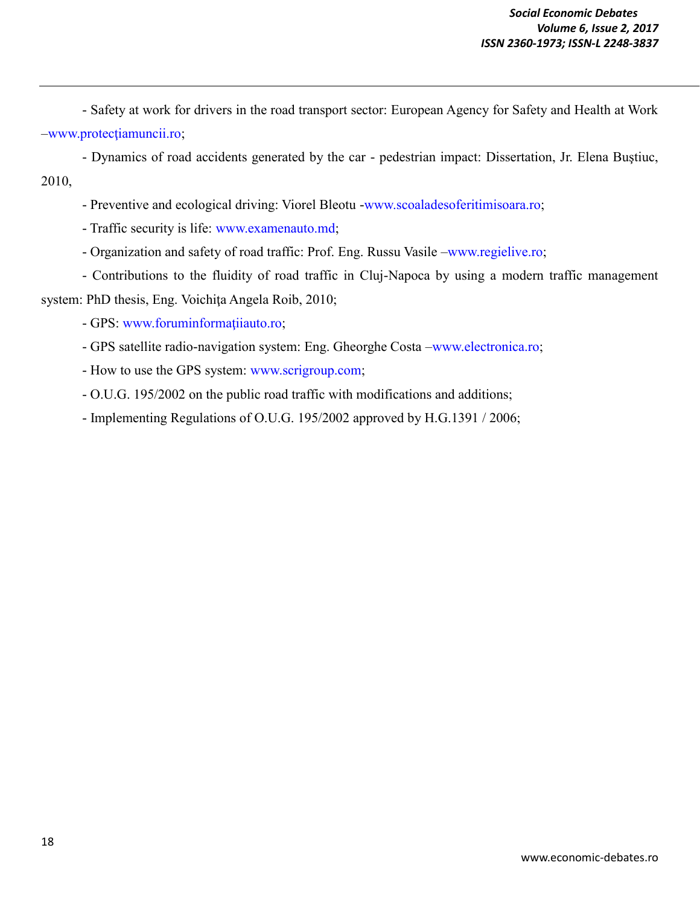- Safety at work for drivers in the road transport sector: European Agency for Safety and Health at Work –www.protecţiamuncii.ro;

- Dynamics of road accidents generated by the car - pedestrian impact: Dissertation, Jr. Elena Buştiuc, 2010,

- Preventive and ecological driving: Viorel Bleotu -www.scoaladesoferitimisoara.ro;

- Traffic security is life: www.examenauto.md;

- Organization and safety of road traffic: Prof. Eng. Russu Vasile –www.regielive.ro;

- Contributions to the fluidity of road traffic in Cluj-Napoca by using a modern traffic management system: PhD thesis, Eng. Voichiţa Angela Roib, 2010;

- GPS: www.foruminformaţiiauto.ro;

- GPS satellite radio-navigation system: Eng. Gheorghe Costa –www.electronica.ro;

- How to use the GPS system: www.scrigroup.com;

- O.U.G. 195/2002 on the public road traffic with modifications and additions;

- Implementing Regulations of O.U.G. 195/2002 approved by H.G.1391 / 2006;